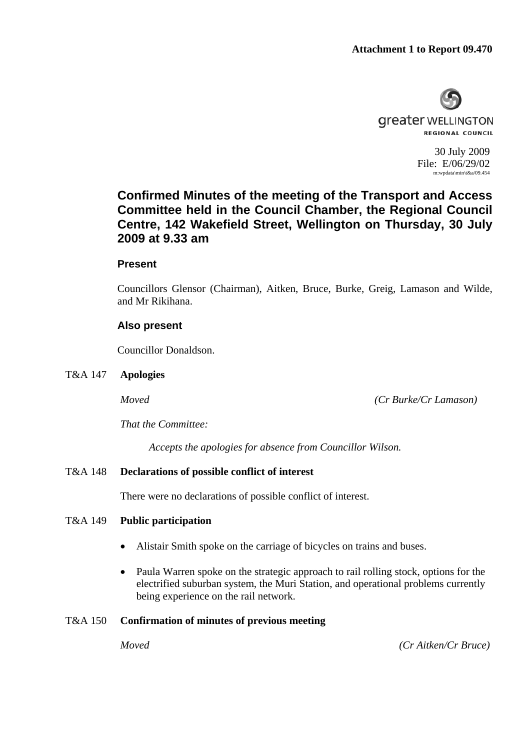**Attachment 1 to Report 09.470**

greater WELLINGTON
REGIONAL COUNCIL

30 July 2009
File: E/06/29/02
m:wpdata\min\t&a/09.454

# Confirmed Minutes of the meeting of the Transport and Access Committee held in the Council Chamber, the Regional Council Centre, 142 Wakefield Street, Wellington on Thursday, 30 July 2009 at 9.33 am

## Present

Councillors Glensor (Chairman), Aitken, Bruce, Burke, Greig, Lamason and Wilde, and Mr Rikihana.

## Also present

Councillor Donaldson.

### T&A 147 Apologies

*Moved* *(Cr Burke/Cr Lamason)*

*That the Committee:*

*Accepts the apologies for absence from Councillor Wilson.*

### T&A 148 Declarations of possible conflict of interest

There were no declarations of possible conflict of interest.

### T&A 149 Public participation

- Alistair Smith spoke on the carriage of bicycles on trains and buses.
- Paula Warren spoke on the strategic approach to rail rolling stock, options for the electrified suburban system, the Muri Station, and operational problems currently being experience on the rail network.

### T&A 150 Confirmation of minutes of previous meeting

*Moved* *(Cr Aitken/Cr Bruce)*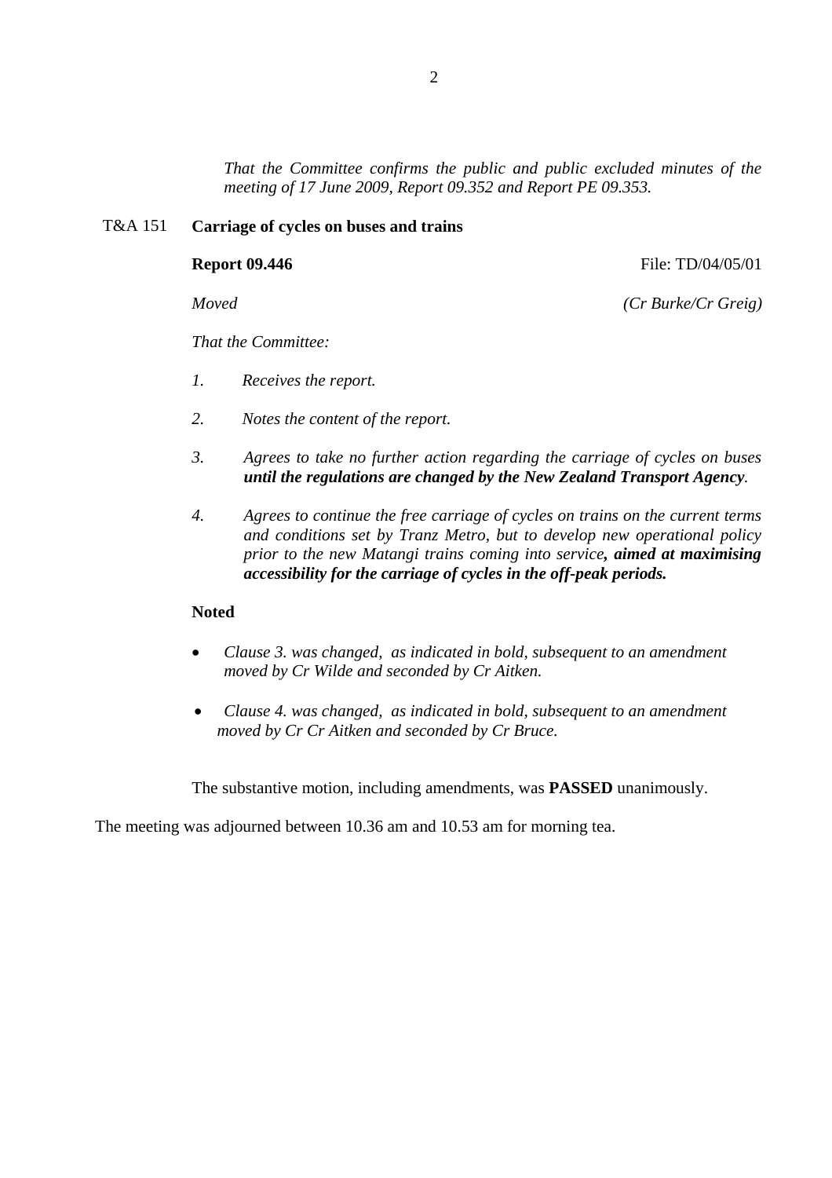*That the Committee confirms the public and public excluded minutes of the meeting of 17 June 2009, Report 09.352 and Report PE 09.353.*

T&A 151 **Carriage of cycles on buses and trains**

**Report 09.446** File: TD/04/05/01

*Moved* *(Cr Burke/Cr Greig)*

*That the Committee:*

1. *Receives the report.*
2. *Notes the content of the report.*
3. *Agrees to take no further action regarding the carriage of cycles on buses* ***until the regulations are changed by the New Zealand Transport Agency****.*
4. *Agrees to continue the free carriage of cycles on trains on the current terms and conditions set by Tranz Metro, but to develop new operational policy prior to the new Matangi trains coming into service****, aimed at maximising accessibility for the carriage of cycles in the off-peak periods.***

**Noted**

- *Clause 3. was changed, as indicated in bold, subsequent to an amendment moved by Cr Wilde and seconded by Cr Aitken.*
- *Clause 4. was changed, as indicated in bold, subsequent to an amendment moved by Cr Cr Aitken and seconded by Cr Bruce.*

The substantive motion, including amendments, was **PASSED** unanimously.

The meeting was adjourned between 10.36 am and 10.53 am for morning tea.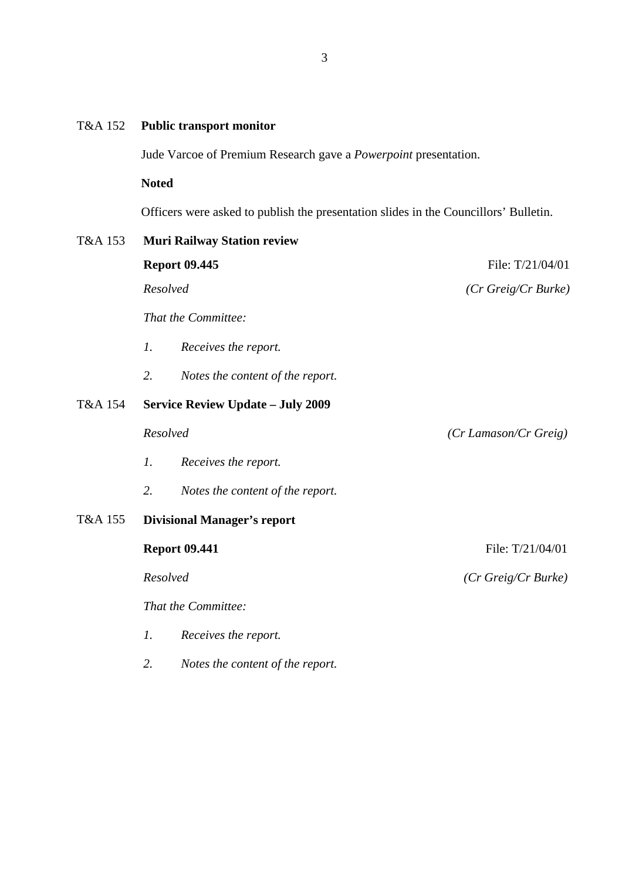T&A 152 **Public transport monitor**

Jude Varcoe of Premium Research gave a *Powerpoint* presentation.

**Noted**

Officers were asked to publish the presentation slides in the Councillors' Bulletin.

T&A 153 **Muri Railway Station review**

**Report 09.445** File: T/21/04/01

*Resolved* *(Cr Greig/Cr Burke)*

*That the Committee:*

*1. Receives the report.*

*2. Notes the content of the report.*

T&A 154 **Service Review Update – July 2009**

*Resolved* *(Cr Lamason/Cr Greig)*

*1. Receives the report.*

*2. Notes the content of the report.*

T&A 155 **Divisional Manager's report**

**Report 09.441** File: T/21/04/01

*Resolved* *(Cr Greig/Cr Burke)*

*That the Committee:*

*1. Receives the report.*

*2. Notes the content of the report.*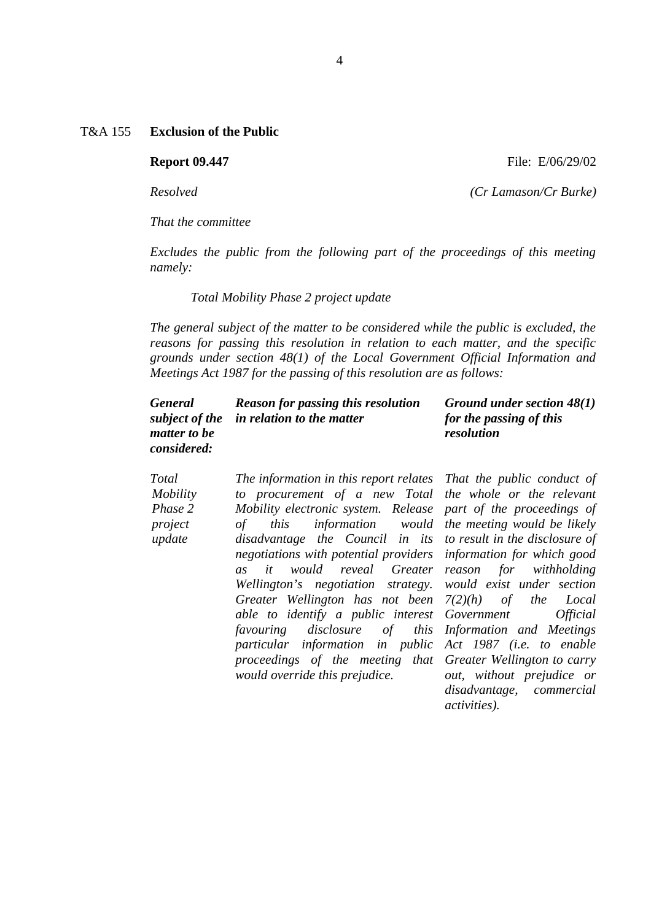T&A 155 **Exclusion of the Public**

**Report 09.447** File: E/06/29/02

*Resolved* *(Cr Lamason/Cr Burke)*

*That the committee*

*Excludes the public from the following part of the proceedings of this meeting namely:*

*Total Mobility Phase 2 project update*

*The general subject of the matter to be considered while the public is excluded, the reasons for passing this resolution in relation to each matter, and the specific grounds under section 48(1) of the Local Government Official Information and Meetings Act 1987 for the passing of this resolution are as follows:*

| ***General subject of the matter to be considered:*** | ***Reason for passing this resolution in relation to the matter*** | ***Ground under section 48(1) for the passing of this resolution*** |
|---|---|---|
| *Total Mobility Phase 2 project update* | *The information in this report relates to procurement of a new Total Mobility electronic system. Release of this information would disadvantage the Council in its negotiations with potential providers as it would reveal Greater Wellington's negotiation strategy. Greater Wellington has not been able to identify a public interest favouring disclosure of this particular information in public proceedings of the meeting that would override this prejudice.* | *That the public conduct of the whole or the relevant part of the proceedings of the meeting would be likely to result in the disclosure of information for which good reason for withholding would exist under section 7(2)(h) of the Local Government Official Information and Meetings Act 1987 (i.e. to enable Greater Wellington to carry out, without prejudice or disadvantage, commercial activities).* |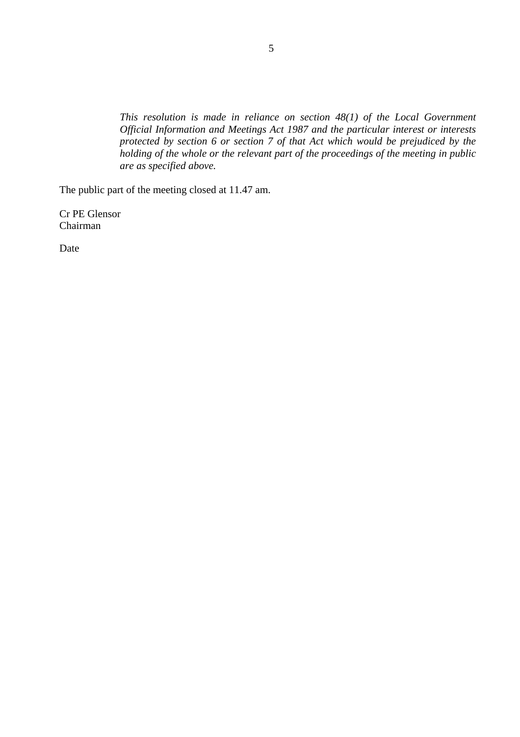*This resolution is made in reliance on section 48(1) of the Local Government Official Information and Meetings Act 1987 and the particular interest or interests protected by section 6 or section 7 of that Act which would be prejudiced by the holding of the whole or the relevant part of the proceedings of the meeting in public are as specified above.*

The public part of the meeting closed at 11.47 am.

Cr PE Glensor
Chairman

Date